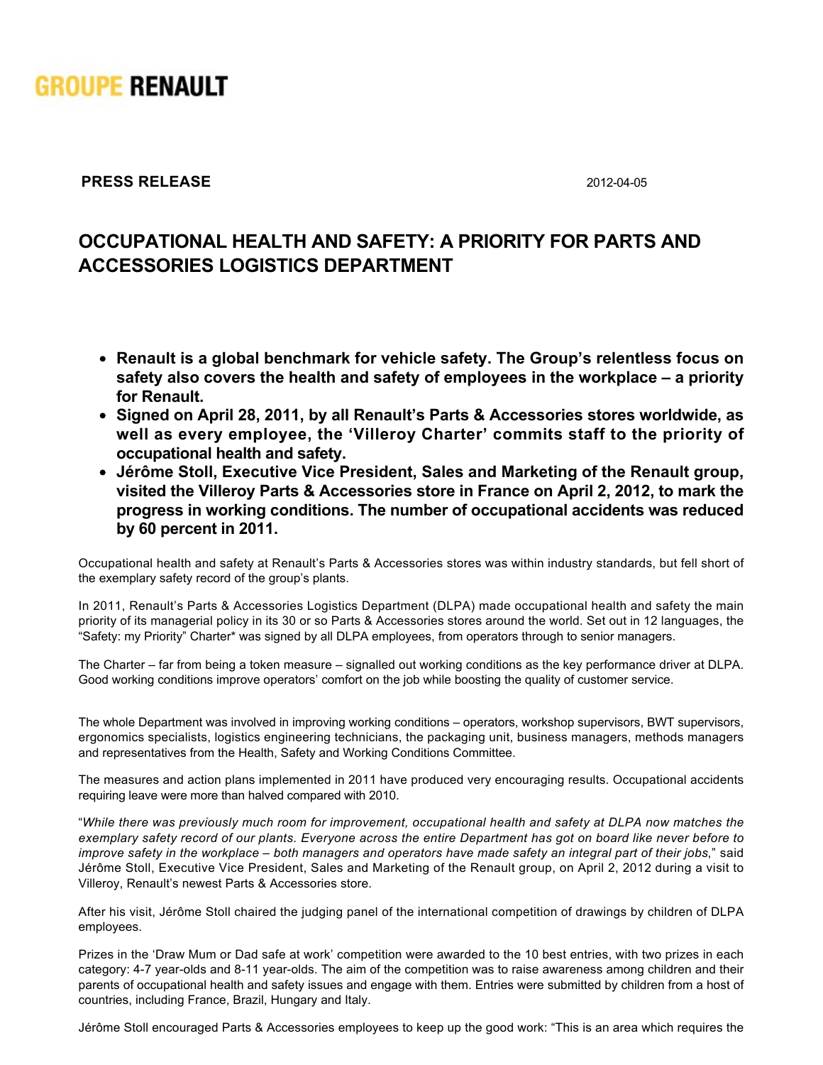GROUPE RENAULT

**PRESS RELEASE** 2012-04-05

# OCCUPATIONAL HEALTH AND SAFETY: A PRIORITY FOR PARTS AND ACCESSORIES LOGISTICS DEPARTMENT

- **Renault is a global benchmark for vehicle safety. The Group's relentless focus on safety also covers the health and safety of employees in the workplace – a priority for Renault.**
- **Signed on April 28, 2011, by all Renault's Parts & Accessories stores worldwide, as well as every employee, the 'Villeroy Charter' commits staff to the priority of occupational health and safety.**
- **Jérôme Stoll, Executive Vice President, Sales and Marketing of the Renault group, visited the Villeroy Parts & Accessories store in France on April 2, 2012, to mark the progress in working conditions. The number of occupational accidents was reduced by 60 percent in 2011.**

Occupational health and safety at Renault's Parts & Accessories stores was within industry standards, but fell short of the exemplary safety record of the group's plants.

In 2011, Renault's Parts & Accessories Logistics Department (DLPA) made occupational health and safety the main priority of its managerial policy in its 30 or so Parts & Accessories stores around the world. Set out in 12 languages, the "Safety: my Priority" Charter* was signed by all DLPA employees, from operators through to senior managers.

The Charter – far from being a token measure – signalled out working conditions as the key performance driver at DLPA. Good working conditions improve operators' comfort on the job while boosting the quality of customer service.

The whole Department was involved in improving working conditions – operators, workshop supervisors, BWT supervisors, ergonomics specialists, logistics engineering technicians, the packaging unit, business managers, methods managers and representatives from the Health, Safety and Working Conditions Committee.

The measures and action plans implemented in 2011 have produced very encouraging results. Occupational accidents requiring leave were more than halved compared with 2010.

"*While there was previously much room for improvement, occupational health and safety at DLPA now matches the exemplary safety record of our plants. Everyone across the entire Department has got on board like never before to improve safety in the workplace – both managers and operators have made safety an integral part of their jobs*," said Jérôme Stoll, Executive Vice President, Sales and Marketing of the Renault group, on April 2, 2012 during a visit to Villeroy, Renault's newest Parts & Accessories store.

After his visit, Jérôme Stoll chaired the judging panel of the international competition of drawings by children of DLPA employees.

Prizes in the 'Draw Mum or Dad safe at work' competition were awarded to the 10 best entries, with two prizes in each category: 4-7 year-olds and 8-11 year-olds. The aim of the competition was to raise awareness among children and their parents of occupational health and safety issues and engage with them. Entries were submitted by children from a host of countries, including France, Brazil, Hungary and Italy.

Jérôme Stoll encouraged Parts & Accessories employees to keep up the good work: "This is an area which requires the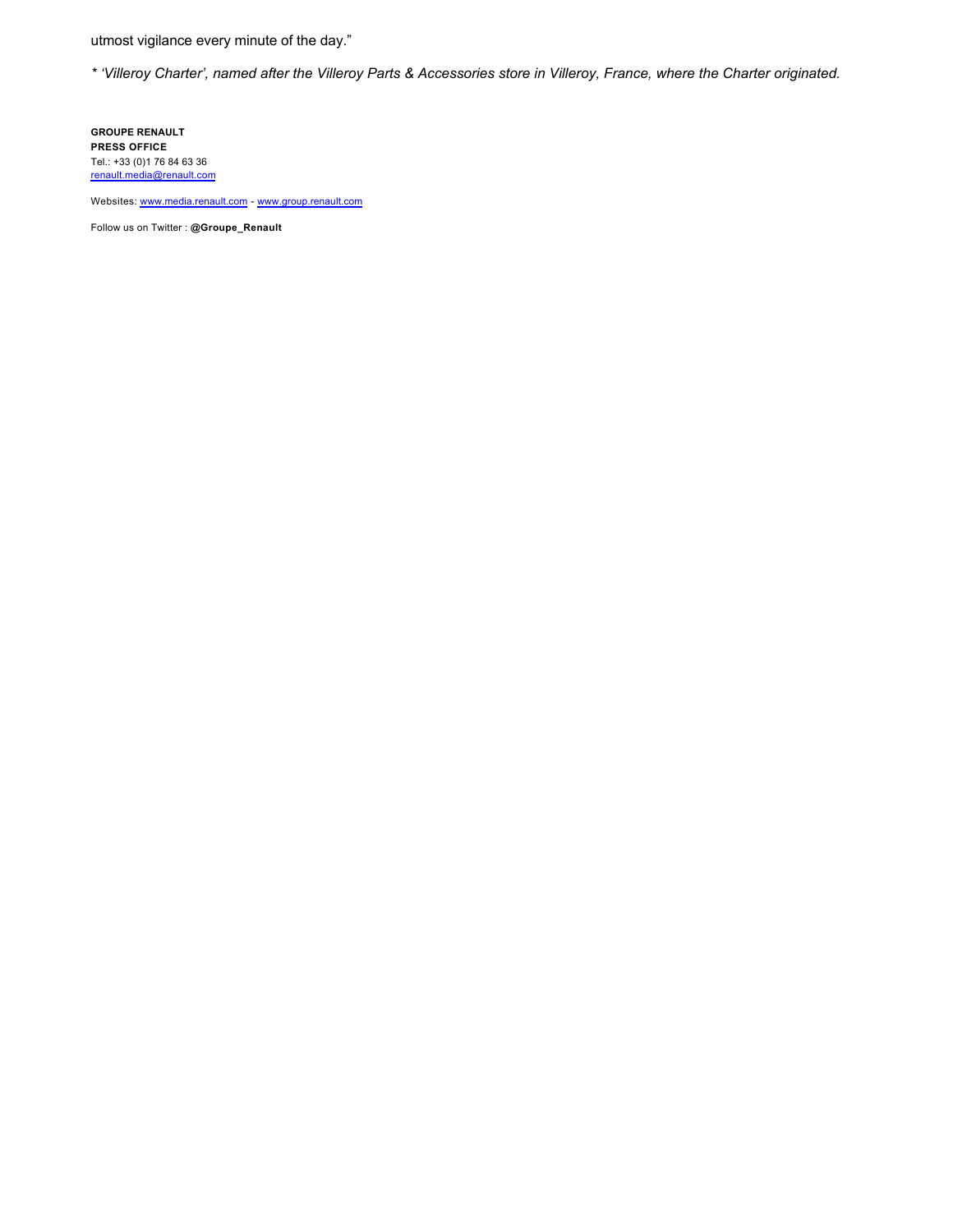utmost vigilance every minute of the day."

*\* 'Villeroy Charter', named after the Villeroy Parts & Accessories store in Villeroy, France, where the Charter originated.*

**GROUPE RENAULT**
**PRESS OFFICE**
Tel.: +33 (0)1 76 84 63 36
renault.media@renault.com

Websites: www.media.renault.com - www.group.renault.com

Follow us on Twitter : **@Groupe_Renault**